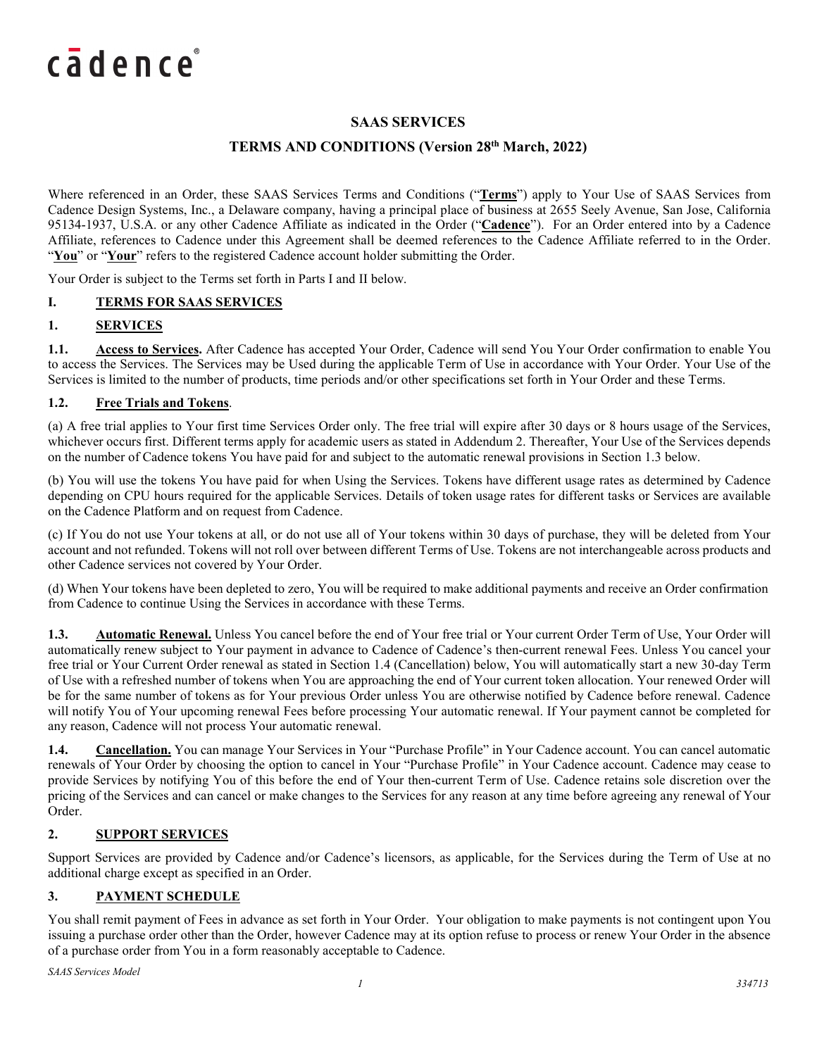cādence®

# SAAS SERVICES

## TERMS AND CONDITIONS (Version 28th March, 2022)

Where referenced in an Order, these SAAS Services Terms and Conditions ("**Terms**") apply to Your Use of SAAS Services from Cadence Design Systems, Inc., a Delaware company, having a principal place of business at 2655 Seely Avenue, San Jose, California 95134-1937, U.S.A. or any other Cadence Affiliate as indicated in the Order ("**Cadence**"). For an Order entered into by a Cadence Affiliate, references to Cadence under this Agreement shall be deemed references to the Cadence Affiliate referred to in the Order. "**You**" or "**Your**" refers to the registered Cadence account holder submitting the Order.

Your Order is subject to the Terms set forth in Parts I and II below.

### I. TERMS FOR SAAS SERVICES

### 1. SERVICES

**1.1. Access to Services.** After Cadence has accepted Your Order, Cadence will send You Your Order confirmation to enable You to access the Services. The Services may be Used during the applicable Term of Use in accordance with Your Order. Your Use of the Services is limited to the number of products, time periods and/or other specifications set forth in Your Order and these Terms.

**1.2. Free Trials and Tokens**.

(a) A free trial applies to Your first time Services Order only. The free trial will expire after 30 days or 8 hours usage of the Services, whichever occurs first. Different terms apply for academic users as stated in Addendum 2. Thereafter, Your Use of the Services depends on the number of Cadence tokens You have paid for and subject to the automatic renewal provisions in Section 1.3 below.

(b) You will use the tokens You have paid for when Using the Services. Tokens have different usage rates as determined by Cadence depending on CPU hours required for the applicable Services. Details of token usage rates for different tasks or Services are available on the Cadence Platform and on request from Cadence.

(c) If You do not use Your tokens at all, or do not use all of Your tokens within 30 days of purchase, they will be deleted from Your account and not refunded. Tokens will not roll over between different Terms of Use. Tokens are not interchangeable across products and other Cadence services not covered by Your Order.

(d) When Your tokens have been depleted to zero, You will be required to make additional payments and receive an Order confirmation from Cadence to continue Using the Services in accordance with these Terms.

**1.3. Automatic Renewal.** Unless You cancel before the end of Your free trial or Your current Order Term of Use, Your Order will automatically renew subject to Your payment in advance to Cadence of Cadence's then-current renewal Fees. Unless You cancel your free trial or Your Current Order renewal as stated in Section 1.4 (Cancellation) below, You will automatically start a new 30-day Term of Use with a refreshed number of tokens when You are approaching the end of Your current token allocation. Your renewed Order will be for the same number of tokens as for Your previous Order unless You are otherwise notified by Cadence before renewal. Cadence will notify You of Your upcoming renewal Fees before processing Your automatic renewal. If Your payment cannot be completed for any reason, Cadence will not process Your automatic renewal.

**1.4. Cancellation.** You can manage Your Services in Your "Purchase Profile" in Your Cadence account. You can cancel automatic renewals of Your Order by choosing the option to cancel in Your "Purchase Profile" in Your Cadence account. Cadence may cease to provide Services by notifying You of this before the end of Your then-current Term of Use. Cadence retains sole discretion over the pricing of the Services and can cancel or make changes to the Services for any reason at any time before agreeing any renewal of Your Order.

### 2. SUPPORT SERVICES

Support Services are provided by Cadence and/or Cadence's licensors, as applicable, for the Services during the Term of Use at no additional charge except as specified in an Order.

### 3. PAYMENT SCHEDULE

You shall remit payment of Fees in advance as set forth in Your Order. Your obligation to make payments is not contingent upon You issuing a purchase order other than the Order, however Cadence may at its option refuse to process or renew Your Order in the absence of a purchase order from You in a form reasonably acceptable to Cadence.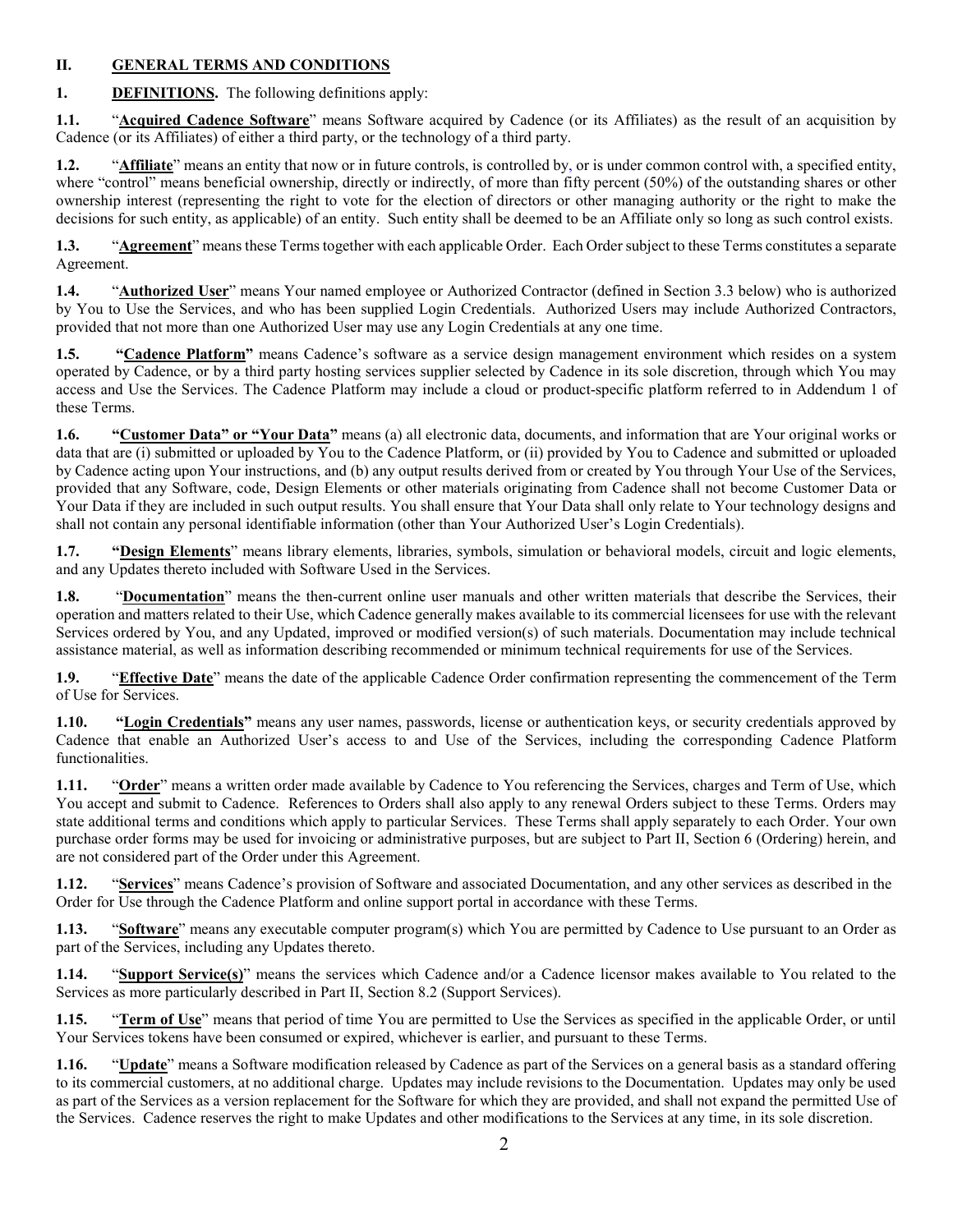## II. GENERAL TERMS AND CONDITIONS

**1. DEFINITIONS.** The following definitions apply:

**1.1.** "**Acquired Cadence Software**" means Software acquired by Cadence (or its Affiliates) as the result of an acquisition by Cadence (or its Affiliates) of either a third party, or the technology of a third party.

**1.2.** "**Affiliate**" means an entity that now or in future controls, is controlled by, or is under common control with, a specified entity, where "control" means beneficial ownership, directly or indirectly, of more than fifty percent (50%) of the outstanding shares or other ownership interest (representing the right to vote for the election of directors or other managing authority or the right to make the decisions for such entity, as applicable) of an entity. Such entity shall be deemed to be an Affiliate only so long as such control exists.

**1.3.** "**Agreement**" means these Terms together with each applicable Order. Each Order subject to these Terms constitutes a separate Agreement.

**1.4.** "**Authorized User**" means Your named employee or Authorized Contractor (defined in Section 3.3 below) who is authorized by You to Use the Services, and who has been supplied Login Credentials. Authorized Users may include Authorized Contractors, provided that not more than one Authorized User may use any Login Credentials at any one time.

**1.5.** **"Cadence Platform"** means Cadence's software as a service design management environment which resides on a system operated by Cadence, or by a third party hosting services supplier selected by Cadence in its sole discretion, through which You may access and Use the Services. The Cadence Platform may include a cloud or product-specific platform referred to in Addendum 1 of these Terms.

**1.6.** **"Customer Data" or "Your Data"** means (a) all electronic data, documents, and information that are Your original works or data that are (i) submitted or uploaded by You to the Cadence Platform, or (ii) provided by You to Cadence and submitted or uploaded by Cadence acting upon Your instructions, and (b) any output results derived from or created by You through Your Use of the Services, provided that any Software, code, Design Elements or other materials originating from Cadence shall not become Customer Data or Your Data if they are included in such output results. You shall ensure that Your Data shall only relate to Your technology designs and shall not contain any personal identifiable information (other than Your Authorized User's Login Credentials).

**1.7.** **"Design Elements"** means library elements, libraries, symbols, simulation or behavioral models, circuit and logic elements, and any Updates thereto included with Software Used in the Services.

**1.8.** "**Documentation**" means the then-current online user manuals and other written materials that describe the Services, their operation and matters related to their Use, which Cadence generally makes available to its commercial licensees for use with the relevant Services ordered by You, and any Updated, improved or modified version(s) of such materials. Documentation may include technical assistance material, as well as information describing recommended or minimum technical requirements for use of the Services.

**1.9.** "**Effective Date**" means the date of the applicable Cadence Order confirmation representing the commencement of the Term of Use for Services.

**1.10.** **"Login Credentials"** means any user names, passwords, license or authentication keys, or security credentials approved by Cadence that enable an Authorized User's access to and Use of the Services, including the corresponding Cadence Platform functionalities.

**1.11.** "**Order**" means a written order made available by Cadence to You referencing the Services, charges and Term of Use, which You accept and submit to Cadence. References to Orders shall also apply to any renewal Orders subject to these Terms. Orders may state additional terms and conditions which apply to particular Services. These Terms shall apply separately to each Order. Your own purchase order forms may be used for invoicing or administrative purposes, but are subject to Part II, Section 6 (Ordering) herein, and are not considered part of the Order under this Agreement.

**1.12.** "**Services**" means Cadence's provision of Software and associated Documentation, and any other services as described in the Order for Use through the Cadence Platform and online support portal in accordance with these Terms.

**1.13.** "**Software**" means any executable computer program(s) which You are permitted by Cadence to Use pursuant to an Order as part of the Services, including any Updates thereto.

**1.14.** "**Support Service(s)**" means the services which Cadence and/or a Cadence licensor makes available to You related to the Services as more particularly described in Part II, Section 8.2 (Support Services).

**1.15.** "**Term of Use**" means that period of time You are permitted to Use the Services as specified in the applicable Order, or until Your Services tokens have been consumed or expired, whichever is earlier, and pursuant to these Terms.

**1.16.** "**Update**" means a Software modification released by Cadence as part of the Services on a general basis as a standard offering to its commercial customers, at no additional charge. Updates may include revisions to the Documentation. Updates may only be used as part of the Services as a version replacement for the Software for which they are provided, and shall not expand the permitted Use of the Services. Cadence reserves the right to make Updates and other modifications to the Services at any time, in its sole discretion.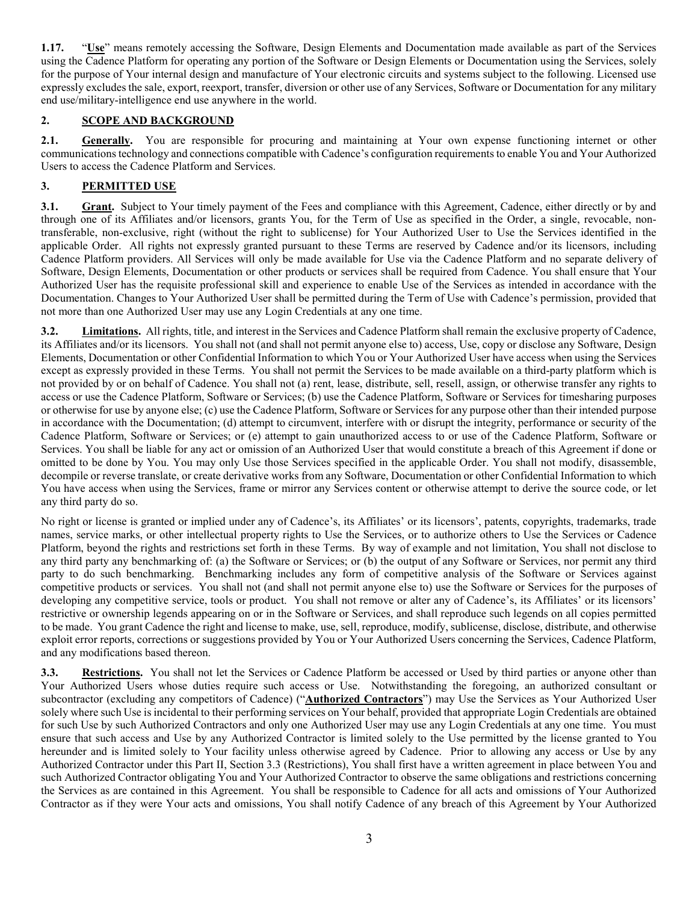**1.17.** "**Use**" means remotely accessing the Software, Design Elements and Documentation made available as part of the Services using the Cadence Platform for operating any portion of the Software or Design Elements or Documentation using the Services, solely for the purpose of Your internal design and manufacture of Your electronic circuits and systems subject to the following. Licensed use expressly excludes the sale, export, reexport, transfer, diversion or other use of any Services, Software or Documentation for any military end use/military-intelligence end use anywhere in the world.

## 2. SCOPE AND BACKGROUND

**2.1. Generally.** You are responsible for procuring and maintaining at Your own expense functioning internet or other communications technology and connections compatible with Cadence's configuration requirements to enable You and Your Authorized Users to access the Cadence Platform and Services.

## 3. PERMITTED USE

**3.1. Grant.** Subject to Your timely payment of the Fees and compliance with this Agreement, Cadence, either directly or by and through one of its Affiliates and/or licensors, grants You, for the Term of Use as specified in the Order, a single, revocable, non-transferable, non-exclusive, right (without the right to sublicense) for Your Authorized User to Use the Services identified in the applicable Order. All rights not expressly granted pursuant to these Terms are reserved by Cadence and/or its licensors, including Cadence Platform providers. All Services will only be made available for Use via the Cadence Platform and no separate delivery of Software, Design Elements, Documentation or other products or services shall be required from Cadence. You shall ensure that Your Authorized User has the requisite professional skill and experience to enable Use of the Services as intended in accordance with the Documentation. Changes to Your Authorized User shall be permitted during the Term of Use with Cadence's permission, provided that not more than one Authorized User may use any Login Credentials at any one time.

**3.2. Limitations.** All rights, title, and interest in the Services and Cadence Platform shall remain the exclusive property of Cadence, its Affiliates and/or its licensors. You shall not (and shall not permit anyone else to) access, Use, copy or disclose any Software, Design Elements, Documentation or other Confidential Information to which You or Your Authorized User have access when using the Services except as expressly provided in these Terms. You shall not permit the Services to be made available on a third-party platform which is not provided by or on behalf of Cadence. You shall not (a) rent, lease, distribute, sell, resell, assign, or otherwise transfer any rights to access or use the Cadence Platform, Software or Services; (b) use the Cadence Platform, Software or Services for timesharing purposes or otherwise for use by anyone else; (c) use the Cadence Platform, Software or Services for any purpose other than their intended purpose in accordance with the Documentation; (d) attempt to circumvent, interfere with or disrupt the integrity, performance or security of the Cadence Platform, Software or Services; or (e) attempt to gain unauthorized access to or use of the Cadence Platform, Software or Services. You shall be liable for any act or omission of an Authorized User that would constitute a breach of this Agreement if done or omitted to be done by You. You may only Use those Services specified in the applicable Order. You shall not modify, disassemble, decompile or reverse translate, or create derivative works from any Software, Documentation or other Confidential Information to which You have access when using the Services, frame or mirror any Services content or otherwise attempt to derive the source code, or let any third party do so.

No right or license is granted or implied under any of Cadence's, its Affiliates' or its licensors', patents, copyrights, trademarks, trade names, service marks, or other intellectual property rights to Use the Services, or to authorize others to Use the Services or Cadence Platform, beyond the rights and restrictions set forth in these Terms. By way of example and not limitation, You shall not disclose to any third party any benchmarking of: (a) the Software or Services; or (b) the output of any Software or Services, nor permit any third party to do such benchmarking. Benchmarking includes any form of competitive analysis of the Software or Services against competitive products or services. You shall not (and shall not permit anyone else to) use the Software or Services for the purposes of developing any competitive service, tools or product. You shall not remove or alter any of Cadence's, its Affiliates' or its licensors' restrictive or ownership legends appearing on or in the Software or Services, and shall reproduce such legends on all copies permitted to be made. You grant Cadence the right and license to make, use, sell, reproduce, modify, sublicense, disclose, distribute, and otherwise exploit error reports, corrections or suggestions provided by You or Your Authorized Users concerning the Services, Cadence Platform, and any modifications based thereon.

**3.3. Restrictions.** You shall not let the Services or Cadence Platform be accessed or Used by third parties or anyone other than Your Authorized Users whose duties require such access or Use. Notwithstanding the foregoing, an authorized consultant or subcontractor (excluding any competitors of Cadence) ("**Authorized Contractors**") may Use the Services as Your Authorized User solely where such Use is incidental to their performing services on Your behalf, provided that appropriate Login Credentials are obtained for such Use by such Authorized Contractors and only one Authorized User may use any Login Credentials at any one time. You must ensure that such access and Use by any Authorized Contractor is limited solely to the Use permitted by the license granted to You hereunder and is limited solely to Your facility unless otherwise agreed by Cadence. Prior to allowing any access or Use by any Authorized Contractor under this Part II, Section 3.3 (Restrictions), You shall first have a written agreement in place between You and such Authorized Contractor obligating You and Your Authorized Contractor to observe the same obligations and restrictions concerning the Services as are contained in this Agreement. You shall be responsible to Cadence for all acts and omissions of Your Authorized Contractor as if they were Your acts and omissions, You shall notify Cadence of any breach of this Agreement by Your Authorized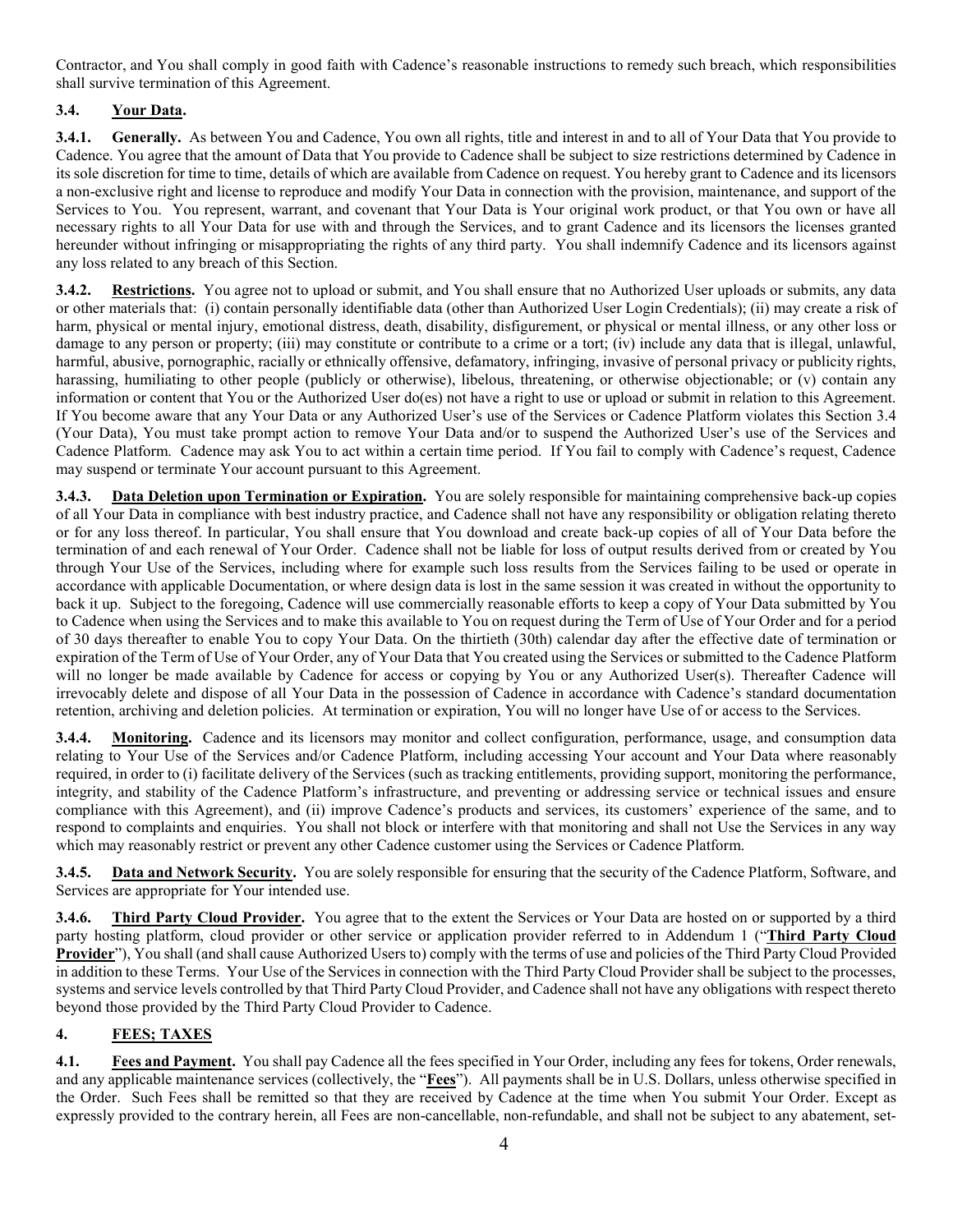Contractor, and You shall comply in good faith with Cadence's reasonable instructions to remedy such breach, which responsibilities shall survive termination of this Agreement.

### 3.4. Your Data.

**3.4.1. Generally.** As between You and Cadence, You own all rights, title and interest in and to all of Your Data that You provide to Cadence. You agree that the amount of Data that You provide to Cadence shall be subject to size restrictions determined by Cadence in its sole discretion for time to time, details of which are available from Cadence on request. You hereby grant to Cadence and its licensors a non-exclusive right and license to reproduce and modify Your Data in connection with the provision, maintenance, and support of the Services to You. You represent, warrant, and covenant that Your Data is Your original work product, or that You own or have all necessary rights to all Your Data for use with and through the Services, and to grant Cadence and its licensors the licenses granted hereunder without infringing or misappropriating the rights of any third party. You shall indemnify Cadence and its licensors against any loss related to any breach of this Section.

**3.4.2. Restrictions.** You agree not to upload or submit, and You shall ensure that no Authorized User uploads or submits, any data or other materials that: (i) contain personally identifiable data (other than Authorized User Login Credentials); (ii) may create a risk of harm, physical or mental injury, emotional distress, death, disability, disfigurement, or physical or mental illness, or any other loss or damage to any person or property; (iii) may constitute or contribute to a crime or a tort; (iv) include any data that is illegal, unlawful, harmful, abusive, pornographic, racially or ethnically offensive, defamatory, infringing, invasive of personal privacy or publicity rights, harassing, humiliating to other people (publicly or otherwise), libelous, threatening, or otherwise objectionable; or (v) contain any information or content that You or the Authorized User do(es) not have a right to use or upload or submit in relation to this Agreement. If You become aware that any Your Data or any Authorized User's use of the Services or Cadence Platform violates this Section 3.4 (Your Data), You must take prompt action to remove Your Data and/or to suspend the Authorized User's use of the Services and Cadence Platform. Cadence may ask You to act within a certain time period. If You fail to comply with Cadence's request, Cadence may suspend or terminate Your account pursuant to this Agreement.

**3.4.3. Data Deletion upon Termination or Expiration.** You are solely responsible for maintaining comprehensive back-up copies of all Your Data in compliance with best industry practice, and Cadence shall not have any responsibility or obligation relating thereto or for any loss thereof. In particular, You shall ensure that You download and create back-up copies of all of Your Data before the termination of and each renewal of Your Order. Cadence shall not be liable for loss of output results derived from or created by You through Your Use of the Services, including where for example such loss results from the Services failing to be used or operate in accordance with applicable Documentation, or where design data is lost in the same session it was created in without the opportunity to back it up. Subject to the foregoing, Cadence will use commercially reasonable efforts to keep a copy of Your Data submitted by You to Cadence when using the Services and to make this available to You on request during the Term of Use of Your Order and for a period of 30 days thereafter to enable You to copy Your Data. On the thirtieth (30th) calendar day after the effective date of termination or expiration of the Term of Use of Your Order, any of Your Data that You created using the Services or submitted to the Cadence Platform will no longer be made available by Cadence for access or copying by You or any Authorized User(s). Thereafter Cadence will irrevocably delete and dispose of all Your Data in the possession of Cadence in accordance with Cadence's standard documentation retention, archiving and deletion policies. At termination or expiration, You will no longer have Use of or access to the Services.

**3.4.4. Monitoring.** Cadence and its licensors may monitor and collect configuration, performance, usage, and consumption data relating to Your Use of the Services and/or Cadence Platform, including accessing Your account and Your Data where reasonably required, in order to (i) facilitate delivery of the Services (such as tracking entitlements, providing support, monitoring the performance, integrity, and stability of the Cadence Platform's infrastructure, and preventing or addressing service or technical issues and ensure compliance with this Agreement), and (ii) improve Cadence's products and services, its customers' experience of the same, and to respond to complaints and enquiries. You shall not block or interfere with that monitoring and shall not Use the Services in any way which may reasonably restrict or prevent any other Cadence customer using the Services or Cadence Platform.

**3.4.5. Data and Network Security.** You are solely responsible for ensuring that the security of the Cadence Platform, Software, and Services are appropriate for Your intended use.

**3.4.6. Third Party Cloud Provider.** You agree that to the extent the Services or Your Data are hosted on or supported by a third party hosting platform, cloud provider or other service or application provider referred to in Addendum 1 ("**Third Party Cloud Provider**"), You shall (and shall cause Authorized Users to) comply with the terms of use and policies of the Third Party Cloud Provided in addition to these Terms. Your Use of the Services in connection with the Third Party Cloud Provider shall be subject to the processes, systems and service levels controlled by that Third Party Cloud Provider, and Cadence shall not have any obligations with respect thereto beyond those provided by the Third Party Cloud Provider to Cadence.

## 4. FEES; TAXES

**4.1. Fees and Payment.** You shall pay Cadence all the fees specified in Your Order, including any fees for tokens, Order renewals, and any applicable maintenance services (collectively, the "**Fees**"). All payments shall be in U.S. Dollars, unless otherwise specified in the Order. Such Fees shall be remitted so that they are received by Cadence at the time when You submit Your Order. Except as expressly provided to the contrary herein, all Fees are non-cancellable, non-refundable, and shall not be subject to any abatement, set-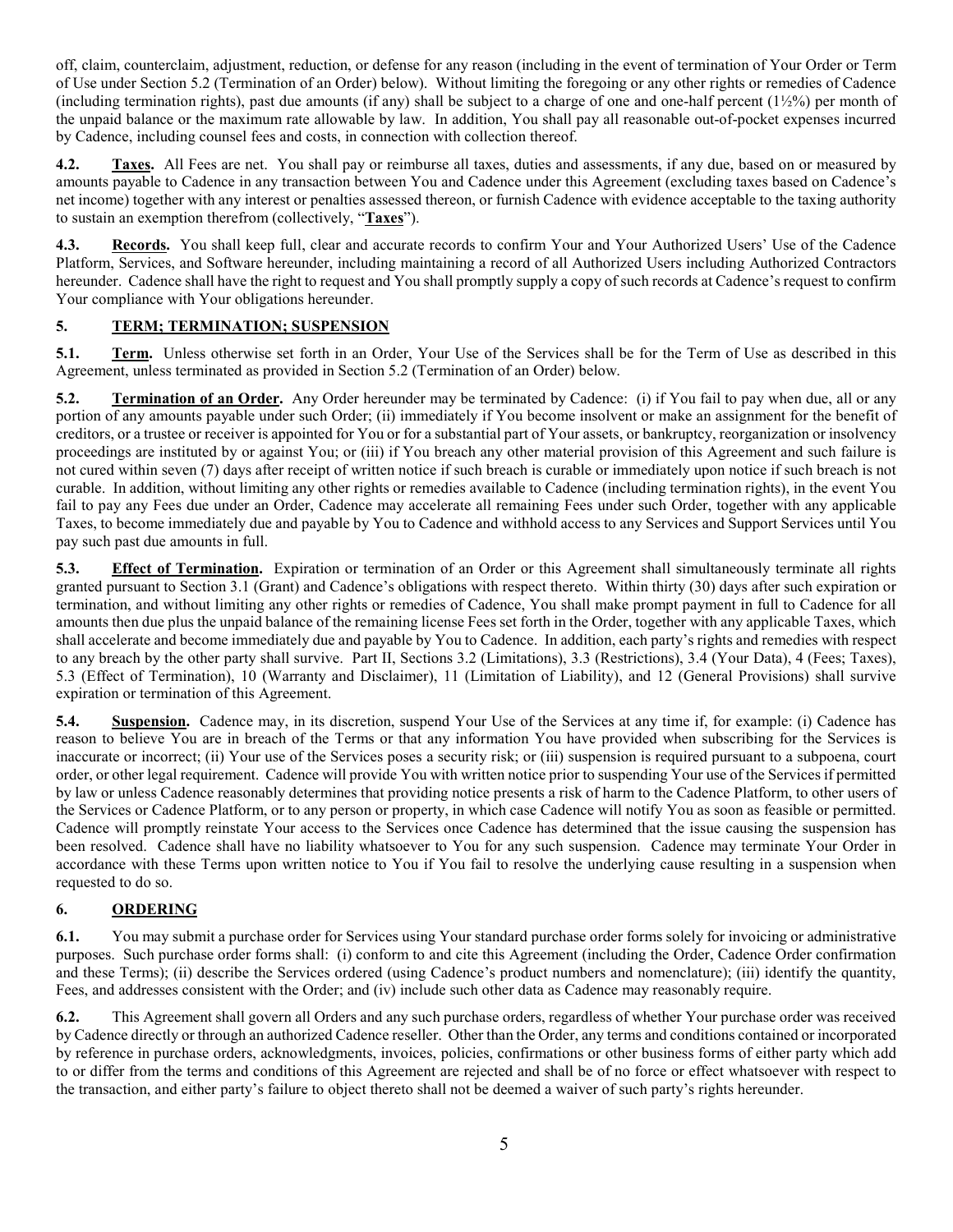off, claim, counterclaim, adjustment, reduction, or defense for any reason (including in the event of termination of Your Order or Term of Use under Section 5.2 (Termination of an Order) below). Without limiting the foregoing or any other rights or remedies of Cadence (including termination rights), past due amounts (if any) shall be subject to a charge of one and one-half percent (1½%) per month of the unpaid balance or the maximum rate allowable by law. In addition, You shall pay all reasonable out-of-pocket expenses incurred by Cadence, including counsel fees and costs, in connection with collection thereof.

**4.2. Taxes.** All Fees are net. You shall pay or reimburse all taxes, duties and assessments, if any due, based on or measured by amounts payable to Cadence in any transaction between You and Cadence under this Agreement (excluding taxes based on Cadence's net income) together with any interest or penalties assessed thereon, or furnish Cadence with evidence acceptable to the taxing authority to sustain an exemption therefrom (collectively, "**Taxes**").

**4.3. Records.** You shall keep full, clear and accurate records to confirm Your and Your Authorized Users' Use of the Cadence Platform, Services, and Software hereunder, including maintaining a record of all Authorized Users including Authorized Contractors hereunder. Cadence shall have the right to request and You shall promptly supply a copy of such records at Cadence's request to confirm Your compliance with Your obligations hereunder.

## 5. TERM; TERMINATION; SUSPENSION

**5.1. Term.** Unless otherwise set forth in an Order, Your Use of the Services shall be for the Term of Use as described in this Agreement, unless terminated as provided in Section 5.2 (Termination of an Order) below.

**5.2. Termination of an Order.** Any Order hereunder may be terminated by Cadence: (i) if You fail to pay when due, all or any portion of any amounts payable under such Order; (ii) immediately if You become insolvent or make an assignment for the benefit of creditors, or a trustee or receiver is appointed for You or for a substantial part of Your assets, or bankruptcy, reorganization or insolvency proceedings are instituted by or against You; or (iii) if You breach any other material provision of this Agreement and such failure is not cured within seven (7) days after receipt of written notice if such breach is curable or immediately upon notice if such breach is not curable. In addition, without limiting any other rights or remedies available to Cadence (including termination rights), in the event You fail to pay any Fees due under an Order, Cadence may accelerate all remaining Fees under such Order, together with any applicable Taxes, to become immediately due and payable by You to Cadence and withhold access to any Services and Support Services until You pay such past due amounts in full.

**5.3. Effect of Termination.** Expiration or termination of an Order or this Agreement shall simultaneously terminate all rights granted pursuant to Section 3.1 (Grant) and Cadence's obligations with respect thereto. Within thirty (30) days after such expiration or termination, and without limiting any other rights or remedies of Cadence, You shall make prompt payment in full to Cadence for all amounts then due plus the unpaid balance of the remaining license Fees set forth in the Order, together with any applicable Taxes, which shall accelerate and become immediately due and payable by You to Cadence. In addition, each party's rights and remedies with respect to any breach by the other party shall survive. Part II, Sections 3.2 (Limitations), 3.3 (Restrictions), 3.4 (Your Data), 4 (Fees; Taxes), 5.3 (Effect of Termination), 10 (Warranty and Disclaimer), 11 (Limitation of Liability), and 12 (General Provisions) shall survive expiration or termination of this Agreement.

**5.4. Suspension.** Cadence may, in its discretion, suspend Your Use of the Services at any time if, for example: (i) Cadence has reason to believe You are in breach of the Terms or that any information You have provided when subscribing for the Services is inaccurate or incorrect; (ii) Your use of the Services poses a security risk; or (iii) suspension is required pursuant to a subpoena, court order, or other legal requirement. Cadence will provide You with written notice prior to suspending Your use of the Services if permitted by law or unless Cadence reasonably determines that providing notice presents a risk of harm to the Cadence Platform, to other users of the Services or Cadence Platform, or to any person or property, in which case Cadence will notify You as soon as feasible or permitted. Cadence will promptly reinstate Your access to the Services once Cadence has determined that the issue causing the suspension has been resolved. Cadence shall have no liability whatsoever to You for any such suspension. Cadence may terminate Your Order in accordance with these Terms upon written notice to You if You fail to resolve the underlying cause resulting in a suspension when requested to do so.

## 6. ORDERING

**6.1.** You may submit a purchase order for Services using Your standard purchase order forms solely for invoicing or administrative purposes. Such purchase order forms shall: (i) conform to and cite this Agreement (including the Order, Cadence Order confirmation and these Terms); (ii) describe the Services ordered (using Cadence's product numbers and nomenclature); (iii) identify the quantity, Fees, and addresses consistent with the Order; and (iv) include such other data as Cadence may reasonably require.

**6.2.** This Agreement shall govern all Orders and any such purchase orders, regardless of whether Your purchase order was received by Cadence directly or through an authorized Cadence reseller. Other than the Order, any terms and conditions contained or incorporated by reference in purchase orders, acknowledgments, invoices, policies, confirmations or other business forms of either party which add to or differ from the terms and conditions of this Agreement are rejected and shall be of no force or effect whatsoever with respect to the transaction, and either party's failure to object thereto shall not be deemed a waiver of such party's rights hereunder.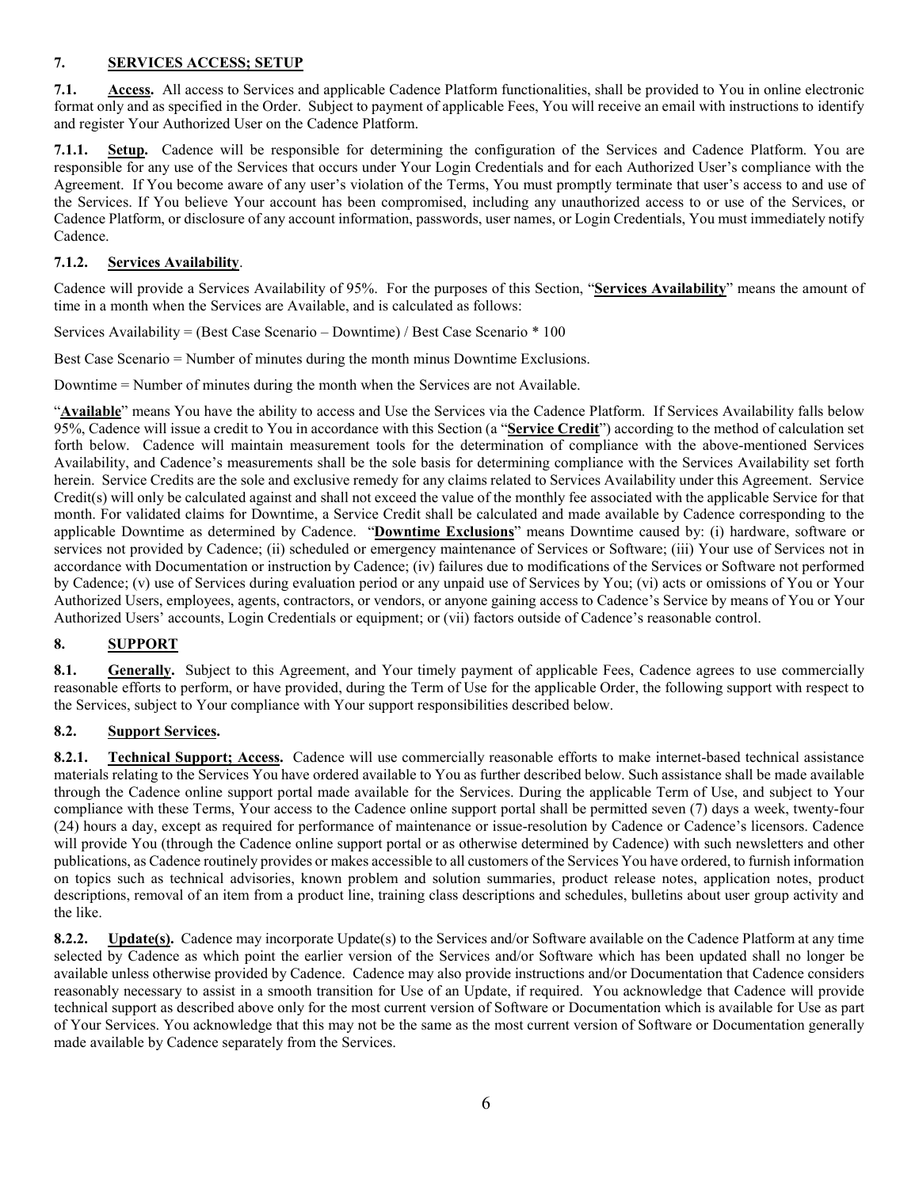## 7. SERVICES ACCESS; SETUP

**7.1. Access.** All access to Services and applicable Cadence Platform functionalities, shall be provided to You in online electronic format only and as specified in the Order. Subject to payment of applicable Fees, You will receive an email with instructions to identify and register Your Authorized User on the Cadence Platform.

**7.1.1. Setup.** Cadence will be responsible for determining the configuration of the Services and Cadence Platform. You are responsible for any use of the Services that occurs under Your Login Credentials and for each Authorized User's compliance with the Agreement. If You become aware of any user's violation of the Terms, You must promptly terminate that user's access to and use of the Services. If You believe Your account has been compromised, including any unauthorized access to or use of the Services, or Cadence Platform, or disclosure of any account information, passwords, user names, or Login Credentials, You must immediately notify Cadence.

**7.1.2. Services Availability.**

Cadence will provide a Services Availability of 95%. For the purposes of this Section, "**Services Availability**" means the amount of time in a month when the Services are Available, and is calculated as follows:

Services Availability = (Best Case Scenario – Downtime) / Best Case Scenario * 100

Best Case Scenario = Number of minutes during the month minus Downtime Exclusions.

Downtime = Number of minutes during the month when the Services are not Available.

"**Available**" means You have the ability to access and Use the Services via the Cadence Platform. If Services Availability falls below 95%, Cadence will issue a credit to You in accordance with this Section (a "**Service Credit**") according to the method of calculation set forth below. Cadence will maintain measurement tools for the determination of compliance with the above-mentioned Services Availability, and Cadence's measurements shall be the sole basis for determining compliance with the Services Availability set forth herein. Service Credits are the sole and exclusive remedy for any claims related to Services Availability under this Agreement. Service Credit(s) will only be calculated against and shall not exceed the value of the monthly fee associated with the applicable Service for that month. For validated claims for Downtime, a Service Credit shall be calculated and made available by Cadence corresponding to the applicable Downtime as determined by Cadence. "**Downtime Exclusions**" means Downtime caused by: (i) hardware, software or services not provided by Cadence; (ii) scheduled or emergency maintenance of Services or Software; (iii) Your use of Services not in accordance with Documentation or instruction by Cadence; (iv) failures due to modifications of the Services or Software not performed by Cadence; (v) use of Services during evaluation period or any unpaid use of Services by You; (vi) acts or omissions of You or Your Authorized Users, employees, agents, contractors, or vendors, or anyone gaining access to Cadence's Service by means of You or Your Authorized Users' accounts, Login Credentials or equipment; or (vii) factors outside of Cadence's reasonable control.

## 8. SUPPORT

**8.1. Generally.** Subject to this Agreement, and Your timely payment of applicable Fees, Cadence agrees to use commercially reasonable efforts to perform, or have provided, during the Term of Use for the applicable Order, the following support with respect to the Services, subject to Your compliance with Your support responsibilities described below.

**8.2. Support Services.**

**8.2.1. Technical Support; Access.** Cadence will use commercially reasonable efforts to make internet-based technical assistance materials relating to the Services You have ordered available to You as further described below. Such assistance shall be made available through the Cadence online support portal made available for the Services. During the applicable Term of Use, and subject to Your compliance with these Terms, Your access to the Cadence online support portal shall be permitted seven (7) days a week, twenty-four (24) hours a day, except as required for performance of maintenance or issue-resolution by Cadence or Cadence's licensors. Cadence will provide You (through the Cadence online support portal or as otherwise determined by Cadence) with such newsletters and other publications, as Cadence routinely provides or makes accessible to all customers of the Services You have ordered, to furnish information on topics such as technical advisories, known problem and solution summaries, product release notes, application notes, product descriptions, removal of an item from a product line, training class descriptions and schedules, bulletins about user group activity and the like.

**8.2.2. Update(s).** Cadence may incorporate Update(s) to the Services and/or Software available on the Cadence Platform at any time selected by Cadence as which point the earlier version of the Services and/or Software which has been updated shall no longer be available unless otherwise provided by Cadence. Cadence may also provide instructions and/or Documentation that Cadence considers reasonably necessary to assist in a smooth transition for Use of an Update, if required. You acknowledge that Cadence will provide technical support as described above only for the most current version of Software or Documentation which is available for Use as part of Your Services. You acknowledge that this may not be the same as the most current version of Software or Documentation generally made available by Cadence separately from the Services.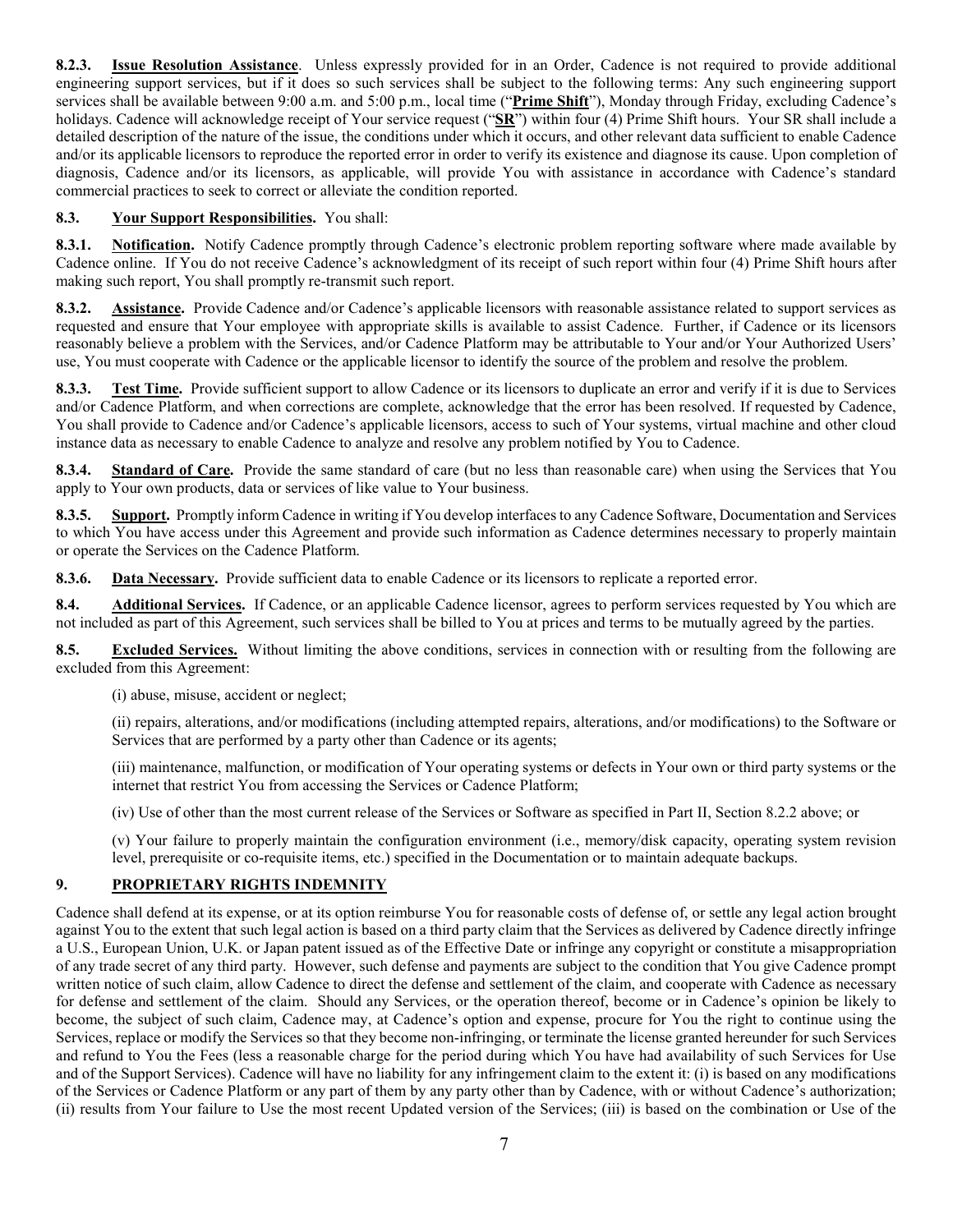**8.2.3. Issue Resolution Assistance**. Unless expressly provided for in an Order, Cadence is not required to provide additional engineering support services, but if it does so such services shall be subject to the following terms: Any such engineering support services shall be available between 9:00 a.m. and 5:00 p.m., local time ("**Prime Shift**"), Monday through Friday, excluding Cadence's holidays. Cadence will acknowledge receipt of Your service request ("**SR**") within four (4) Prime Shift hours. Your SR shall include a detailed description of the nature of the issue, the conditions under which it occurs, and other relevant data sufficient to enable Cadence and/or its applicable licensors to reproduce the reported error in order to verify its existence and diagnose its cause. Upon completion of diagnosis, Cadence and/or its licensors, as applicable, will provide You with assistance in accordance with Cadence's standard commercial practices to seek to correct or alleviate the condition reported.

**8.3. Your Support Responsibilities.** You shall:

**8.3.1. Notification.** Notify Cadence promptly through Cadence's electronic problem reporting software where made available by Cadence online. If You do not receive Cadence's acknowledgment of its receipt of such report within four (4) Prime Shift hours after making such report, You shall promptly re-transmit such report.

**8.3.2. Assistance.** Provide Cadence and/or Cadence's applicable licensors with reasonable assistance related to support services as requested and ensure that Your employee with appropriate skills is available to assist Cadence. Further, if Cadence or its licensors reasonably believe a problem with the Services, and/or Cadence Platform may be attributable to Your and/or Your Authorized Users' use, You must cooperate with Cadence or the applicable licensor to identify the source of the problem and resolve the problem.

**8.3.3. Test Time.** Provide sufficient support to allow Cadence or its licensors to duplicate an error and verify if it is due to Services and/or Cadence Platform, and when corrections are complete, acknowledge that the error has been resolved. If requested by Cadence, You shall provide to Cadence and/or Cadence's applicable licensors, access to such of Your systems, virtual machine and other cloud instance data as necessary to enable Cadence to analyze and resolve any problem notified by You to Cadence.

**8.3.4. Standard of Care.** Provide the same standard of care (but no less than reasonable care) when using the Services that You apply to Your own products, data or services of like value to Your business.

**8.3.5. Support.** Promptly inform Cadence in writing if You develop interfaces to any Cadence Software, Documentation and Services to which You have access under this Agreement and provide such information as Cadence determines necessary to properly maintain or operate the Services on the Cadence Platform.

**8.3.6. Data Necessary.** Provide sufficient data to enable Cadence or its licensors to replicate a reported error.

**8.4. Additional Services.** If Cadence, or an applicable Cadence licensor, agrees to perform services requested by You which are not included as part of this Agreement, such services shall be billed to You at prices and terms to be mutually agreed by the parties.

**8.5. Excluded Services.** Without limiting the above conditions, services in connection with or resulting from the following are excluded from this Agreement:

(i) abuse, misuse, accident or neglect;

(ii) repairs, alterations, and/or modifications (including attempted repairs, alterations, and/or modifications) to the Software or Services that are performed by a party other than Cadence or its agents;

(iii) maintenance, malfunction, or modification of Your operating systems or defects in Your own or third party systems or the internet that restrict You from accessing the Services or Cadence Platform;

(iv) Use of other than the most current release of the Services or Software as specified in Part II, Section 8.2.2 above; or

(v) Your failure to properly maintain the configuration environment (i.e., memory/disk capacity, operating system revision level, prerequisite or co-requisite items, etc.) specified in the Documentation or to maintain adequate backups.

## 9. PROPRIETARY RIGHTS INDEMNITY

Cadence shall defend at its expense, or at its option reimburse You for reasonable costs of defense of, or settle any legal action brought against You to the extent that such legal action is based on a third party claim that the Services as delivered by Cadence directly infringe a U.S., European Union, U.K. or Japan patent issued as of the Effective Date or infringe any copyright or constitute a misappropriation of any trade secret of any third party. However, such defense and payments are subject to the condition that You give Cadence prompt written notice of such claim, allow Cadence to direct the defense and settlement of the claim, and cooperate with Cadence as necessary for defense and settlement of the claim. Should any Services, or the operation thereof, become or in Cadence's opinion be likely to become, the subject of such claim, Cadence may, at Cadence's option and expense, procure for You the right to continue using the Services, replace or modify the Services so that they become non-infringing, or terminate the license granted hereunder for such Services and refund to You the Fees (less a reasonable charge for the period during which You have had availability of such Services for Use and of the Support Services). Cadence will have no liability for any infringement claim to the extent it: (i) is based on any modifications of the Services or Cadence Platform or any part of them by any party other than by Cadence, with or without Cadence's authorization; (ii) results from Your failure to Use the most recent Updated version of the Services; (iii) is based on the combination or Use of the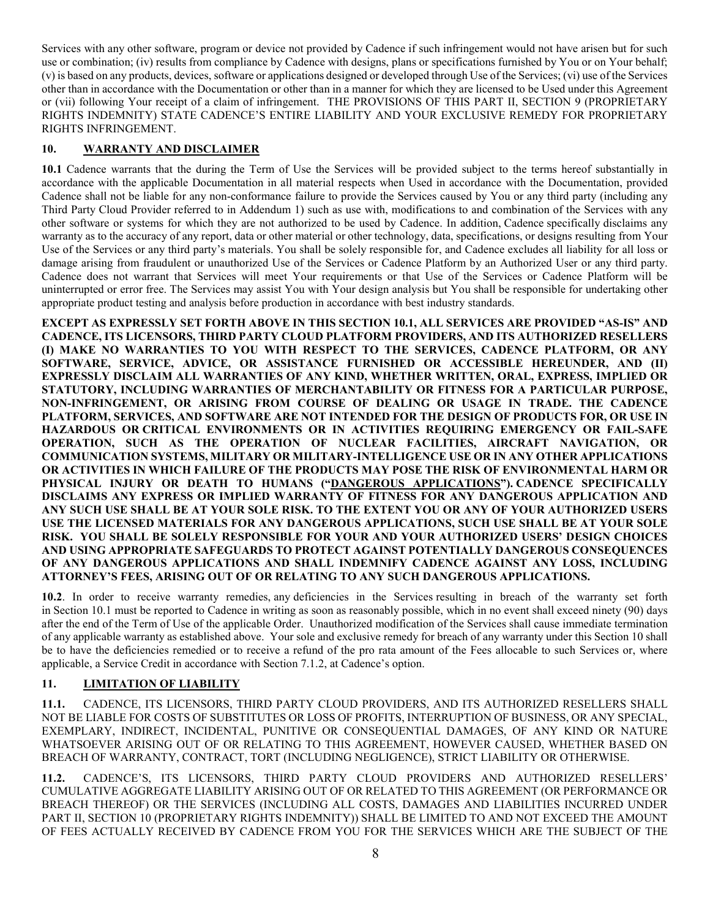Services with any other software, program or device not provided by Cadence if such infringement would not have arisen but for such use or combination; (iv) results from compliance by Cadence with designs, plans or specifications furnished by You or on Your behalf; (v) is based on any products, devices, software or applications designed or developed through Use of the Services; (vi) use of the Services other than in accordance with the Documentation or other than in a manner for which they are licensed to be Used under this Agreement or (vii) following Your receipt of a claim of infringement. THE PROVISIONS OF THIS PART II, SECTION 9 (PROPRIETARY RIGHTS INDEMNITY) STATE CADENCE'S ENTIRE LIABILITY AND YOUR EXCLUSIVE REMEDY FOR PROPRIETARY RIGHTS INFRINGEMENT.

## 10. WARRANTY AND DISCLAIMER

**10.1** Cadence warrants that the during the Term of Use the Services will be provided subject to the terms hereof substantially in accordance with the applicable Documentation in all material respects when Used in accordance with the Documentation, provided Cadence shall not be liable for any non-conformance failure to provide the Services caused by You or any third party (including any Third Party Cloud Provider referred to in Addendum 1) such as use with, modifications to and combination of the Services with any other software or systems for which they are not authorized to be used by Cadence. In addition, Cadence specifically disclaims any warranty as to the accuracy of any report, data or other material or other technology, data, specifications, or designs resulting from Your Use of the Services or any third party's materials. You shall be solely responsible for, and Cadence excludes all liability for all loss or damage arising from fraudulent or unauthorized Use of the Services or Cadence Platform by an Authorized User or any third party. Cadence does not warrant that Services will meet Your requirements or that Use of the Services or Cadence Platform will be uninterrupted or error free. The Services may assist You with Your design analysis but You shall be responsible for undertaking other appropriate product testing and analysis before production in accordance with best industry standards.

**EXCEPT AS EXPRESSLY SET FORTH ABOVE IN THIS SECTION 10.1, ALL SERVICES ARE PROVIDED "AS-IS" AND CADENCE, ITS LICENSORS, THIRD PARTY CLOUD PLATFORM PROVIDERS, AND ITS AUTHORIZED RESELLERS (I) MAKE NO WARRANTIES TO YOU WITH RESPECT TO THE SERVICES, CADENCE PLATFORM, OR ANY SOFTWARE, SERVICE, ADVICE, OR ASSISTANCE FURNISHED OR ACCESSIBLE HEREUNDER, AND (II) EXPRESSLY DISCLAIM ALL WARRANTIES OF ANY KIND, WHETHER WRITTEN, ORAL, EXPRESS, IMPLIED OR STATUTORY, INCLUDING WARRANTIES OF MERCHANTABILITY OR FITNESS FOR A PARTICULAR PURPOSE, NON-INFRINGEMENT, OR ARISING FROM COURSE OF DEALING OR USAGE IN TRADE. THE CADENCE PLATFORM, SERVICES, AND SOFTWARE ARE NOT INTENDED FOR THE DESIGN OF PRODUCTS FOR, OR USE IN HAZARDOUS OR CRITICAL ENVIRONMENTS OR IN ACTIVITIES REQUIRING EMERGENCY OR FAIL-SAFE OPERATION, SUCH AS THE OPERATION OF NUCLEAR FACILITIES, AIRCRAFT NAVIGATION, OR COMMUNICATION SYSTEMS, MILITARY OR MILITARY-INTELLIGENCE USE OR IN ANY OTHER APPLICATIONS OR ACTIVITIES IN WHICH FAILURE OF THE PRODUCTS MAY POSE THE RISK OF ENVIRONMENTAL HARM OR PHYSICAL INJURY OR DEATH TO HUMANS ("DANGEROUS APPLICATIONS"). CADENCE SPECIFICALLY DISCLAIMS ANY EXPRESS OR IMPLIED WARRANTY OF FITNESS FOR ANY DANGEROUS APPLICATION AND ANY SUCH USE SHALL BE AT YOUR SOLE RISK. TO THE EXTENT YOU OR ANY OF YOUR AUTHORIZED USERS USE THE LICENSED MATERIALS FOR ANY DANGEROUS APPLICATIONS, SUCH USE SHALL BE AT YOUR SOLE RISK. YOU SHALL BE SOLELY RESPONSIBLE FOR YOUR AND YOUR AUTHORIZED USERS' DESIGN CHOICES AND USING APPROPRIATE SAFEGUARDS TO PROTECT AGAINST POTENTIALLY DANGEROUS CONSEQUENCES OF ANY DANGEROUS APPLICATIONS AND SHALL INDEMNIFY CADENCE AGAINST ANY LOSS, INCLUDING ATTORNEY'S FEES, ARISING OUT OF OR RELATING TO ANY SUCH DANGEROUS APPLICATIONS.**

**10.2**. In order to receive warranty remedies, any deficiencies in the Services resulting in breach of the warranty set forth in Section 10.1 must be reported to Cadence in writing as soon as reasonably possible, which in no event shall exceed ninety (90) days after the end of the Term of Use of the applicable Order. Unauthorized modification of the Services shall cause immediate termination of any applicable warranty as established above. Your sole and exclusive remedy for breach of any warranty under this Section 10 shall be to have the deficiencies remedied or to receive a refund of the pro rata amount of the Fees allocable to such Services or, where applicable, a Service Credit in accordance with Section 7.1.2, at Cadence's option.

## 11. LIMITATION OF LIABILITY

**11.1.** CADENCE, ITS LICENSORS, THIRD PARTY CLOUD PROVIDERS, AND ITS AUTHORIZED RESELLERS SHALL NOT BE LIABLE FOR COSTS OF SUBSTITUTES OR LOSS OF PROFITS, INTERRUPTION OF BUSINESS, OR ANY SPECIAL, EXEMPLARY, INDIRECT, INCIDENTAL, PUNITIVE OR CONSEQUENTIAL DAMAGES, OF ANY KIND OR NATURE WHATSOEVER ARISING OUT OF OR RELATING TO THIS AGREEMENT, HOWEVER CAUSED, WHETHER BASED ON BREACH OF WARRANTY, CONTRACT, TORT (INCLUDING NEGLIGENCE), STRICT LIABILITY OR OTHERWISE.

**11.2.** CADENCE'S, ITS LICENSORS, THIRD PARTY CLOUD PROVIDERS AND AUTHORIZED RESELLERS' CUMULATIVE AGGREGATE LIABILITY ARISING OUT OF OR RELATED TO THIS AGREEMENT (OR PERFORMANCE OR BREACH THEREOF) OR THE SERVICES (INCLUDING ALL COSTS, DAMAGES AND LIABILITIES INCURRED UNDER PART II, SECTION 10 (PROPRIETARY RIGHTS INDEMNITY)) SHALL BE LIMITED TO AND NOT EXCEED THE AMOUNT OF FEES ACTUALLY RECEIVED BY CADENCE FROM YOU FOR THE SERVICES WHICH ARE THE SUBJECT OF THE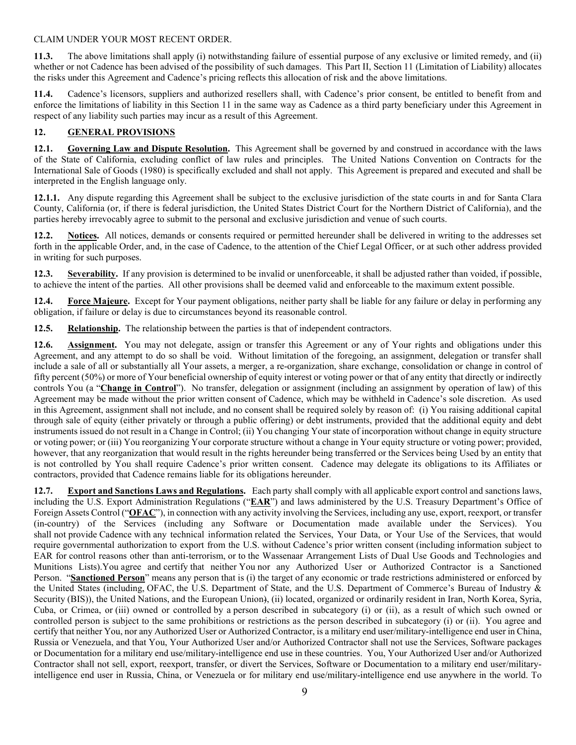CLAIM UNDER YOUR MOST RECENT ORDER.

**11.3.** The above limitations shall apply (i) notwithstanding failure of essential purpose of any exclusive or limited remedy, and (ii) whether or not Cadence has been advised of the possibility of such damages. This Part II, Section 11 (Limitation of Liability) allocates the risks under this Agreement and Cadence's pricing reflects this allocation of risk and the above limitations.

**11.4.** Cadence's licensors, suppliers and authorized resellers shall, with Cadence's prior consent, be entitled to benefit from and enforce the limitations of liability in this Section 11 in the same way as Cadence as a third party beneficiary under this Agreement in respect of any liability such parties may incur as a result of this Agreement.

## 12. GENERAL PROVISIONS

**12.1. Governing Law and Dispute Resolution.** This Agreement shall be governed by and construed in accordance with the laws of the State of California, excluding conflict of law rules and principles. The United Nations Convention on Contracts for the International Sale of Goods (1980) is specifically excluded and shall not apply. This Agreement is prepared and executed and shall be interpreted in the English language only.

**12.1.1.** Any dispute regarding this Agreement shall be subject to the exclusive jurisdiction of the state courts in and for Santa Clara County, California (or, if there is federal jurisdiction, the United States District Court for the Northern District of California), and the parties hereby irrevocably agree to submit to the personal and exclusive jurisdiction and venue of such courts.

**12.2. Notices.** All notices, demands or consents required or permitted hereunder shall be delivered in writing to the addresses set forth in the applicable Order, and, in the case of Cadence, to the attention of the Chief Legal Officer, or at such other address provided in writing for such purposes.

**12.3. Severability.** If any provision is determined to be invalid or unenforceable, it shall be adjusted rather than voided, if possible, to achieve the intent of the parties. All other provisions shall be deemed valid and enforceable to the maximum extent possible.

**12.4. Force Majeure.** Except for Your payment obligations, neither party shall be liable for any failure or delay in performing any obligation, if failure or delay is due to circumstances beyond its reasonable control.

**12.5. Relationship.** The relationship between the parties is that of independent contractors.

**12.6. Assignment.** You may not delegate, assign or transfer this Agreement or any of Your rights and obligations under this Agreement, and any attempt to do so shall be void. Without limitation of the foregoing, an assignment, delegation or transfer shall include a sale of all or substantially all Your assets, a merger, a re-organization, share exchange, consolidation or change in control of fifty percent (50%) or more of Your beneficial ownership of equity interest or voting power or that of any entity that directly or indirectly controls You (a "**Change in Control**"). No transfer, delegation or assignment (including an assignment by operation of law) of this Agreement may be made without the prior written consent of Cadence, which may be withheld in Cadence's sole discretion. As used in this Agreement, assignment shall not include, and no consent shall be required solely by reason of: (i) You raising additional capital through sale of equity (either privately or through a public offering) or debt instruments, provided that the additional equity and debt instruments issued do not result in a Change in Control; (ii) You changing Your state of incorporation without change in equity structure or voting power; or (iii) You reorganizing Your corporate structure without a change in Your equity structure or voting power; provided, however, that any reorganization that would result in the rights hereunder being transferred or the Services being Used by an entity that is not controlled by You shall require Cadence's prior written consent. Cadence may delegate its obligations to its Affiliates or contractors, provided that Cadence remains liable for its obligations hereunder.

**12.7. Export and Sanctions Laws and Regulations.** Each party shall comply with all applicable export control and sanctions laws, including the U.S. Export Administration Regulations ("**EAR**") and laws administered by the U.S. Treasury Department's Office of Foreign Assets Control ("**OFAC**"), in connection with any activity involving the Services, including any use, export, reexport, or transfer (in-country) of the Services (including any Software or Documentation made available under the Services). You shall not provide Cadence with any technical information related the Services, Your Data, or Your Use of the Services, that would require governmental authorization to export from the U.S. without Cadence's prior written consent (including information subject to EAR for control reasons other than anti-terrorism, or to the Wassenaar Arrangement Lists of Dual Use Goods and Technologies and Munitions Lists).You agree and certify that neither You nor any Authorized User or Authorized Contractor is a Sanctioned Person. "**Sanctioned Person**" means any person that is (i) the target of any economic or trade restrictions administered or enforced by the United States (including, OFAC, the U.S. Department of State, and the U.S. Department of Commerce's Bureau of Industry & Security (BIS)), the United Nations, and the European Union), (ii) located, organized or ordinarily resident in Iran, North Korea, Syria, Cuba, or Crimea, or (iii) owned or controlled by a person described in subcategory (i) or (ii), as a result of which such owned or controlled person is subject to the same prohibitions or restrictions as the person described in subcategory (i) or (ii). You agree and certify that neither You, nor any Authorized User or Authorized Contractor, is a military end user/military-intelligence end user in China, Russia or Venezuela, and that You, Your Authorized User and/or Authorized Contractor shall not use the Services, Software packages or Documentation for a military end use/military-intelligence end use in these countries. You, Your Authorized User and/or Authorized Contractor shall not sell, export, reexport, transfer, or divert the Services, Software or Documentation to a military end user/military-intelligence end user in Russia, China, or Venezuela or for military end use/military-intelligence end use anywhere in the world. To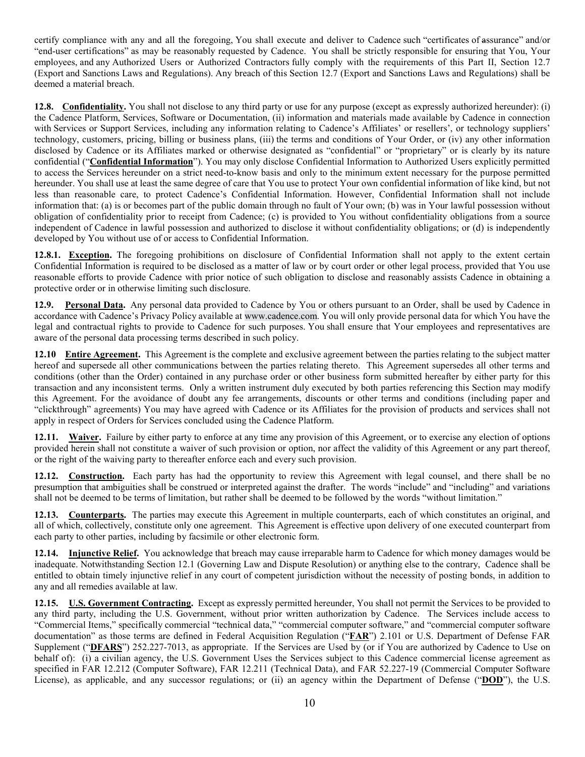certify compliance with any and all the foregoing, You shall execute and deliver to Cadence such "certificates of assurance" and/or "end-user certifications" as may be reasonably requested by Cadence. You shall be strictly responsible for ensuring that You, Your employees, and any Authorized Users or Authorized Contractors fully comply with the requirements of this Part II, Section 12.7 (Export and Sanctions Laws and Regulations). Any breach of this Section 12.7 (Export and Sanctions Laws and Regulations) shall be deemed a material breach.

**12.8. Confidentiality.** You shall not disclose to any third party or use for any purpose (except as expressly authorized hereunder): (i) the Cadence Platform, Services, Software or Documentation, (ii) information and materials made available by Cadence in connection with Services or Support Services, including any information relating to Cadence's Affiliates' or resellers', or technology suppliers' technology, customers, pricing, billing or business plans, (iii) the terms and conditions of Your Order, or (iv) any other information disclosed by Cadence or its Affiliates marked or otherwise designated as "confidential" or "proprietary" or is clearly by its nature confidential ("**Confidential Information**"). You may only disclose Confidential Information to Authorized Users explicitly permitted to access the Services hereunder on a strict need-to-know basis and only to the minimum extent necessary for the purpose permitted hereunder. You shall use at least the same degree of care that You use to protect Your own confidential information of like kind, but not less than reasonable care, to protect Cadence's Confidential Information. However, Confidential Information shall not include information that: (a) is or becomes part of the public domain through no fault of Your own; (b) was in Your lawful possession without obligation of confidentiality prior to receipt from Cadence; (c) is provided to You without confidentiality obligations from a source independent of Cadence in lawful possession and authorized to disclose it without confidentiality obligations; or (d) is independently developed by You without use of or access to Confidential Information.

**12.8.1. Exception.** The foregoing prohibitions on disclosure of Confidential Information shall not apply to the extent certain Confidential Information is required to be disclosed as a matter of law or by court order or other legal process, provided that You use reasonable efforts to provide Cadence with prior notice of such obligation to disclose and reasonably assists Cadence in obtaining a protective order or in otherwise limiting such disclosure.

**12.9. Personal Data.** Any personal data provided to Cadence by You or others pursuant to an Order, shall be used by Cadence in accordance with Cadence's Privacy Policy available at www.cadence.com. You will only provide personal data for which You have the legal and contractual rights to provide to Cadence for such purposes. You shall ensure that Your employees and representatives are aware of the personal data processing terms described in such policy.

**12.10 Entire Agreement.** This Agreement is the complete and exclusive agreement between the parties relating to the subject matter hereof and supersede all other communications between the parties relating thereto. This Agreement supersedes all other terms and conditions (other than the Order) contained in any purchase order or other business form submitted hereafter by either party for this transaction and any inconsistent terms. Only a written instrument duly executed by both parties referencing this Section may modify this Agreement. For the avoidance of doubt any fee arrangements, discounts or other terms and conditions (including paper and "clickthrough" agreements) You may have agreed with Cadence or its Affiliates for the provision of products and services shall not apply in respect of Orders for Services concluded using the Cadence Platform.

**12.11. Waiver.** Failure by either party to enforce at any time any provision of this Agreement, or to exercise any election of options provided herein shall not constitute a waiver of such provision or option, nor affect the validity of this Agreement or any part thereof, or the right of the waiving party to thereafter enforce each and every such provision.

**12.12. Construction.** Each party has had the opportunity to review this Agreement with legal counsel, and there shall be no presumption that ambiguities shall be construed or interpreted against the drafter. The words "include" and "including" and variations shall not be deemed to be terms of limitation, but rather shall be deemed to be followed by the words "without limitation."

**12.13. Counterparts.** The parties may execute this Agreement in multiple counterparts, each of which constitutes an original, and all of which, collectively, constitute only one agreement. This Agreement is effective upon delivery of one executed counterpart from each party to other parties, including by facsimile or other electronic form.

**12.14. Injunctive Relief.** You acknowledge that breach may cause irreparable harm to Cadence for which money damages would be inadequate. Notwithstanding Section 12.1 (Governing Law and Dispute Resolution) or anything else to the contrary, Cadence shall be entitled to obtain timely injunctive relief in any court of competent jurisdiction without the necessity of posting bonds, in addition to any and all remedies available at law.

**12.15. U.S. Government Contracting.** Except as expressly permitted hereunder, You shall not permit the Services to be provided to any third party, including the U.S. Government, without prior written authorization by Cadence. The Services include access to "Commercial Items," specifically commercial "technical data," "commercial computer software," and "commercial computer software documentation" as those terms are defined in Federal Acquisition Regulation ("**FAR**") 2.101 or U.S. Department of Defense FAR Supplement ("**DFARS**") 252.227-7013, as appropriate. If the Services are Used by (or if You are authorized by Cadence to Use on behalf of): (i) a civilian agency, the U.S. Government Uses the Services subject to this Cadence commercial license agreement as specified in FAR 12.212 (Computer Software), FAR 12.211 (Technical Data), and FAR 52.227-19 (Commercial Computer Software License), as applicable, and any successor regulations; or (ii) an agency within the Department of Defense ("**DOD**"), the U.S.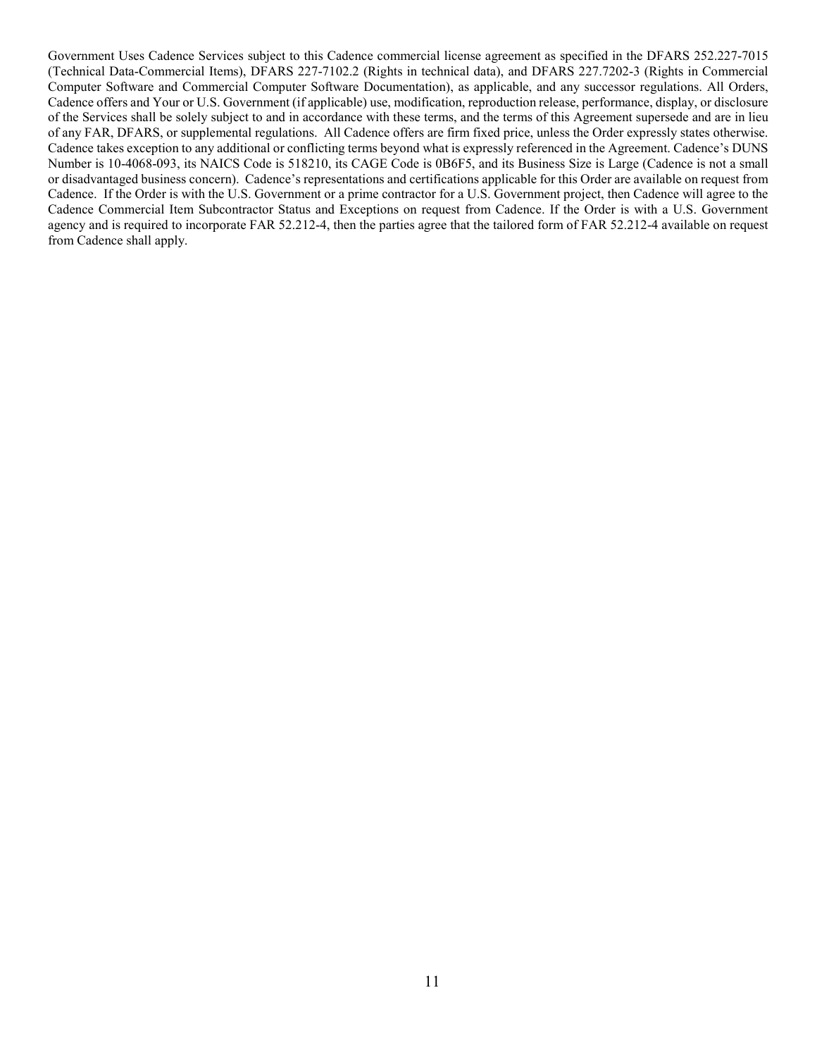Government Uses Cadence Services subject to this Cadence commercial license agreement as specified in the DFARS 252.227-7015 (Technical Data-Commercial Items), DFARS 227-7102.2 (Rights in technical data), and DFARS 227.7202-3 (Rights in Commercial Computer Software and Commercial Computer Software Documentation), as applicable, and any successor regulations. All Orders, Cadence offers and Your or U.S. Government (if applicable) use, modification, reproduction release, performance, display, or disclosure of the Services shall be solely subject to and in accordance with these terms, and the terms of this Agreement supersede and are in lieu of any FAR, DFARS, or supplemental regulations. All Cadence offers are firm fixed price, unless the Order expressly states otherwise. Cadence takes exception to any additional or conflicting terms beyond what is expressly referenced in the Agreement. Cadence's DUNS Number is 10-4068-093, its NAICS Code is 518210, its CAGE Code is 0B6F5, and its Business Size is Large (Cadence is not a small or disadvantaged business concern). Cadence's representations and certifications applicable for this Order are available on request from Cadence. If the Order is with the U.S. Government or a prime contractor for a U.S. Government project, then Cadence will agree to the Cadence Commercial Item Subcontractor Status and Exceptions on request from Cadence. If the Order is with a U.S. Government agency and is required to incorporate FAR 52.212-4, then the parties agree that the tailored form of FAR 52.212-4 available on request from Cadence shall apply.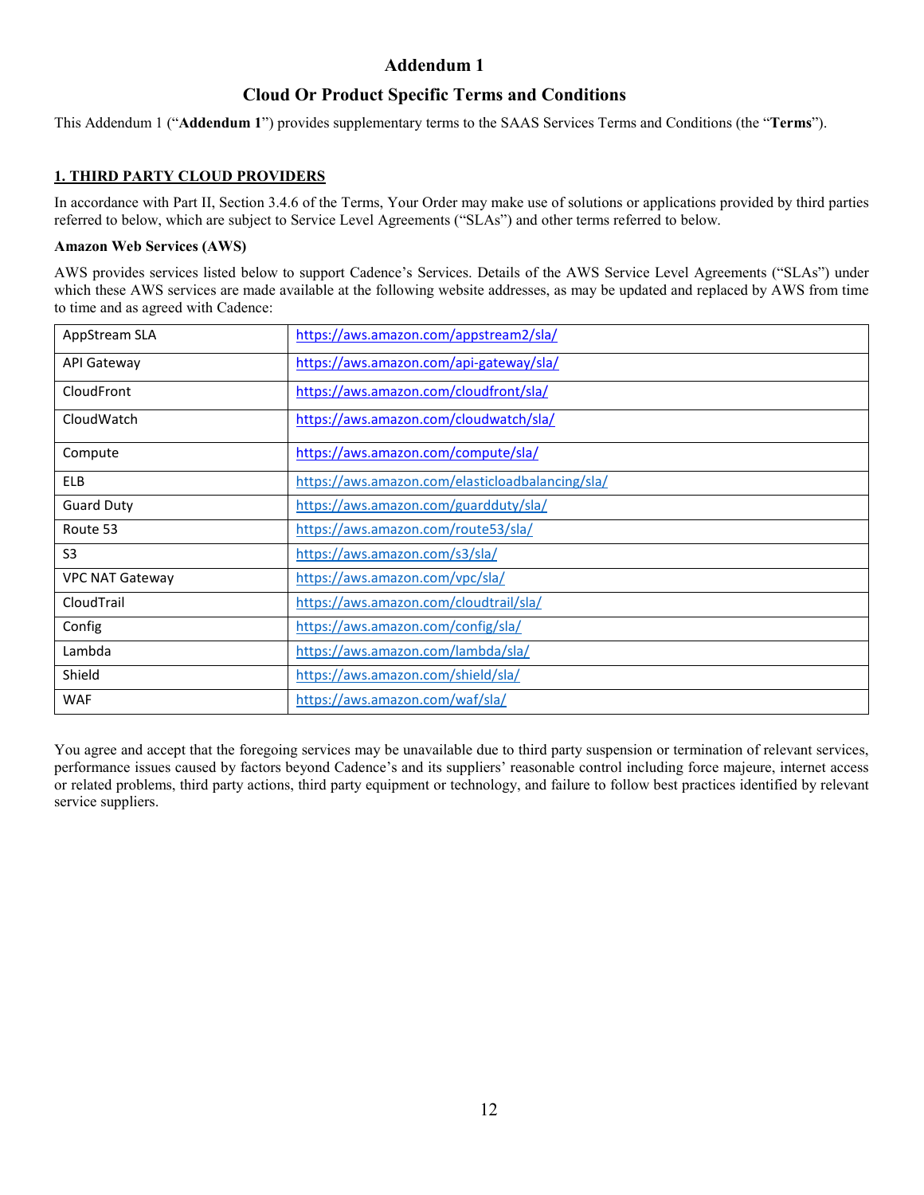# Addendum 1

## Cloud Or Product Specific Terms and Conditions

This Addendum 1 ("**Addendum 1**") provides supplementary terms to the SAAS Services Terms and Conditions (the "**Terms**").

### 1. THIRD PARTY CLOUD PROVIDERS

In accordance with Part II, Section 3.4.6 of the Terms, Your Order may make use of solutions or applications provided by third parties referred to below, which are subject to Service Level Agreements ("SLAs") and other terms referred to below.

**Amazon Web Services (AWS)**

AWS provides services listed below to support Cadence's Services. Details of the AWS Service Level Agreements ("SLAs") under which these AWS services are made available at the following website addresses, as may be updated and replaced by AWS from time to time and as agreed with Cadence:

| | |
|---|---|
| AppStream SLA | https://aws.amazon.com/appstream2/sla/ |
| API Gateway | https://aws.amazon.com/api-gateway/sla/ |
| CloudFront | https://aws.amazon.com/cloudfront/sla/ |
| CloudWatch | https://aws.amazon.com/cloudwatch/sla/ |
| Compute | https://aws.amazon.com/compute/sla/ |
| ELB | https://aws.amazon.com/elasticloadbalancing/sla/ |
| Guard Duty | https://aws.amazon.com/guardduty/sla/ |
| Route 53 | https://aws.amazon.com/route53/sla/ |
| S3 | https://aws.amazon.com/s3/sla/ |
| VPC NAT Gateway | https://aws.amazon.com/vpc/sla/ |
| CloudTrail | https://aws.amazon.com/cloudtrail/sla/ |
| Config | https://aws.amazon.com/config/sla/ |
| Lambda | https://aws.amazon.com/lambda/sla/ |
| Shield | https://aws.amazon.com/shield/sla/ |
| WAF | https://aws.amazon.com/waf/sla/ |

You agree and accept that the foregoing services may be unavailable due to third party suspension or termination of relevant services, performance issues caused by factors beyond Cadence's and its suppliers' reasonable control including force majeure, internet access or related problems, third party actions, third party equipment or technology, and failure to follow best practices identified by relevant service suppliers.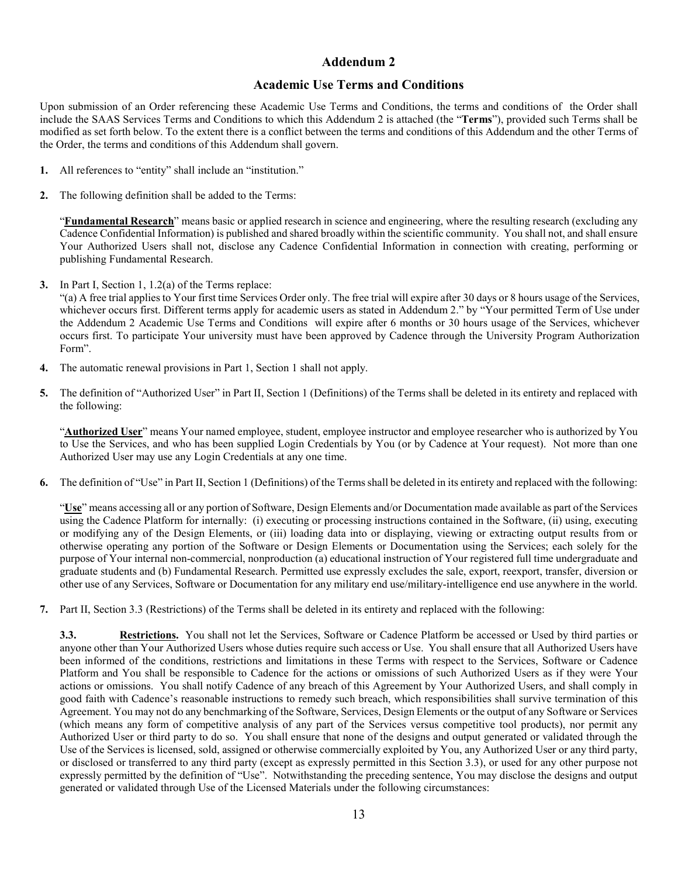## Addendum 2

## Academic Use Terms and Conditions

Upon submission of an Order referencing these Academic Use Terms and Conditions, the terms and conditions of the Order shall include the SAAS Services Terms and Conditions to which this Addendum 2 is attached (the "**Terms**"), provided such Terms shall be modified as set forth below. To the extent there is a conflict between the terms and conditions of this Addendum and the other Terms of the Order, the terms and conditions of this Addendum shall govern.

**1.** All references to "entity" shall include an "institution."

**2.** The following definition shall be added to the Terms:

"**Fundamental Research**" means basic or applied research in science and engineering, where the resulting research (excluding any Cadence Confidential Information) is published and shared broadly within the scientific community. You shall not, and shall ensure Your Authorized Users shall not, disclose any Cadence Confidential Information in connection with creating, performing or publishing Fundamental Research.

**3.** In Part I, Section 1, 1.2(a) of the Terms replace:
"(a) A free trial applies to Your first time Services Order only. The free trial will expire after 30 days or 8 hours usage of the Services, whichever occurs first. Different terms apply for academic users as stated in Addendum 2." by "Your permitted Term of Use under the Addendum 2 Academic Use Terms and Conditions will expire after 6 months or 30 hours usage of the Services, whichever occurs first. To participate Your university must have been approved by Cadence through the University Program Authorization Form".

**4.** The automatic renewal provisions in Part 1, Section 1 shall not apply.

**5.** The definition of "Authorized User" in Part II, Section 1 (Definitions) of the Terms shall be deleted in its entirety and replaced with the following:

"**Authorized User**" means Your named employee, student, employee instructor and employee researcher who is authorized by You to Use the Services, and who has been supplied Login Credentials by You (or by Cadence at Your request). Not more than one Authorized User may use any Login Credentials at any one time.

**6.** The definition of "Use" in Part II, Section 1 (Definitions) of the Terms shall be deleted in its entirety and replaced with the following:

"**Use**" means accessing all or any portion of Software, Design Elements and/or Documentation made available as part of the Services using the Cadence Platform for internally: (i) executing or processing instructions contained in the Software, (ii) using, executing or modifying any of the Design Elements, or (iii) loading data into or displaying, viewing or extracting output results from or otherwise operating any portion of the Software or Design Elements or Documentation using the Services; each solely for the purpose of Your internal non-commercial, nonproduction (a) educational instruction of Your registered full time undergraduate and graduate students and (b) Fundamental Research. Permitted use expressly excludes the sale, export, reexport, transfer, diversion or other use of any Services, Software or Documentation for any military end use/military-intelligence end use anywhere in the world.

**7.** Part II, Section 3.3 (Restrictions) of the Terms shall be deleted in its entirety and replaced with the following:

**3.3.** **Restrictions.** You shall not let the Services, Software or Cadence Platform be accessed or Used by third parties or anyone other than Your Authorized Users whose duties require such access or Use. You shall ensure that all Authorized Users have been informed of the conditions, restrictions and limitations in these Terms with respect to the Services, Software or Cadence Platform and You shall be responsible to Cadence for the actions or omissions of such Authorized Users as if they were Your actions or omissions. You shall notify Cadence of any breach of this Agreement by Your Authorized Users, and shall comply in good faith with Cadence's reasonable instructions to remedy such breach, which responsibilities shall survive termination of this Agreement. You may not do any benchmarking of the Software, Services, Design Elements or the output of any Software or Services (which means any form of competitive analysis of any part of the Services versus competitive tool products), nor permit any Authorized User or third party to do so. You shall ensure that none of the designs and output generated or validated through the Use of the Services is licensed, sold, assigned or otherwise commercially exploited by You, any Authorized User or any third party, or disclosed or transferred to any third party (except as expressly permitted in this Section 3.3), or used for any other purpose not expressly permitted by the definition of "Use". Notwithstanding the preceding sentence, You may disclose the designs and output generated or validated through Use of the Licensed Materials under the following circumstances: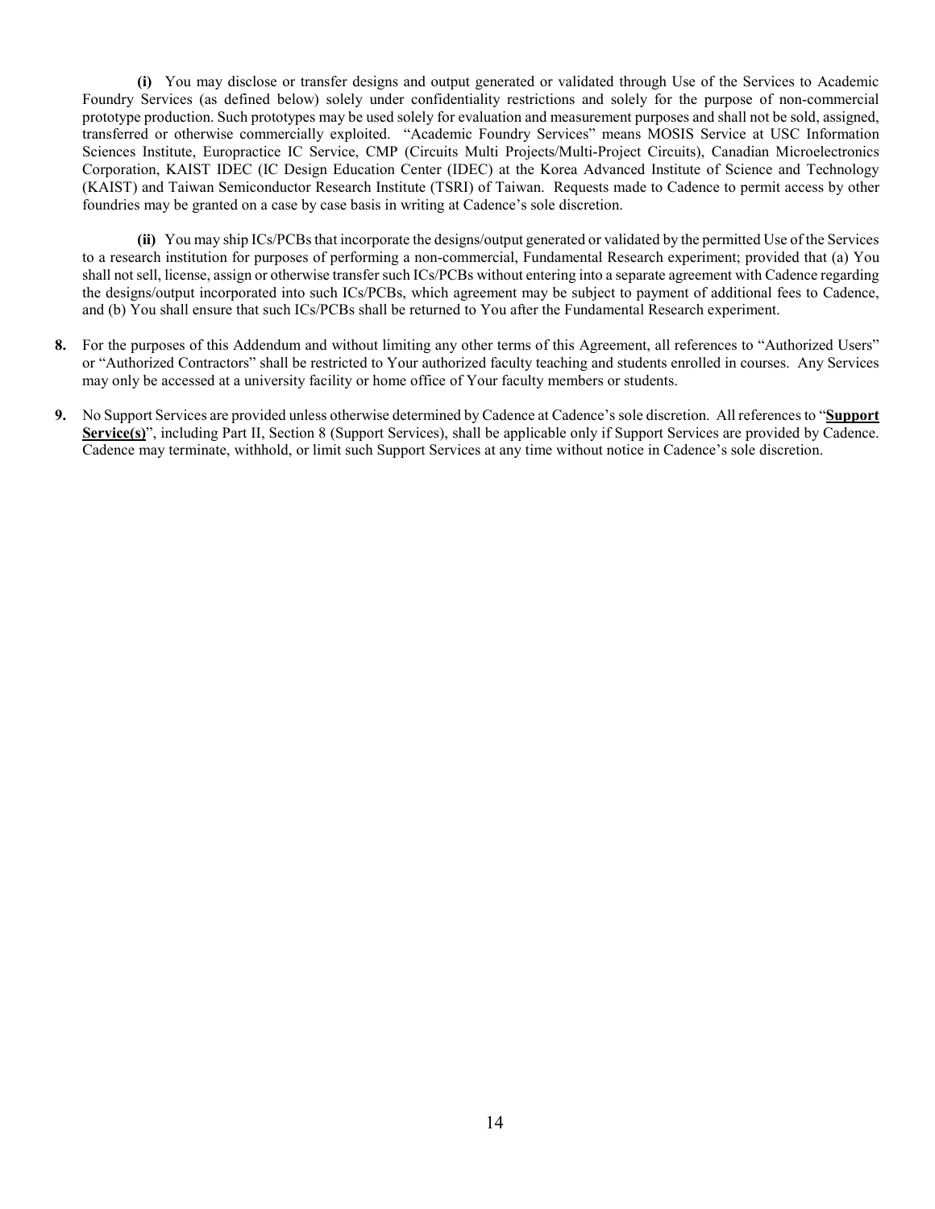**(i)** You may disclose or transfer designs and output generated or validated through Use of the Services to Academic Foundry Services (as defined below) solely under confidentiality restrictions and solely for the purpose of non-commercial prototype production. Such prototypes may be used solely for evaluation and measurement purposes and shall not be sold, assigned, transferred or otherwise commercially exploited. "Academic Foundry Services" means MOSIS Service at USC Information Sciences Institute, Europractice IC Service, CMP (Circuits Multi Projects/Multi-Project Circuits), Canadian Microelectronics Corporation, KAIST IDEC (IC Design Education Center (IDEC) at the Korea Advanced Institute of Science and Technology (KAIST) and Taiwan Semiconductor Research Institute (TSRI) of Taiwan. Requests made to Cadence to permit access by other foundries may be granted on a case by case basis in writing at Cadence's sole discretion.

**(ii)** You may ship ICs/PCBs that incorporate the designs/output generated or validated by the permitted Use of the Services to a research institution for purposes of performing a non-commercial, Fundamental Research experiment; provided that (a) You shall not sell, license, assign or otherwise transfer such ICs/PCBs without entering into a separate agreement with Cadence regarding the designs/output incorporated into such ICs/PCBs, which agreement may be subject to payment of additional fees to Cadence, and (b) You shall ensure that such ICs/PCBs shall be returned to You after the Fundamental Research experiment.

**8.** For the purposes of this Addendum and without limiting any other terms of this Agreement, all references to "Authorized Users" or "Authorized Contractors" shall be restricted to Your authorized faculty teaching and students enrolled in courses. Any Services may only be accessed at a university facility or home office of Your faculty members or students.

**9.** No Support Services are provided unless otherwise determined by Cadence at Cadence's sole discretion. All references to "**Support Service(s)**", including Part II, Section 8 (Support Services), shall be applicable only if Support Services are provided by Cadence. Cadence may terminate, withhold, or limit such Support Services at any time without notice in Cadence's sole discretion.